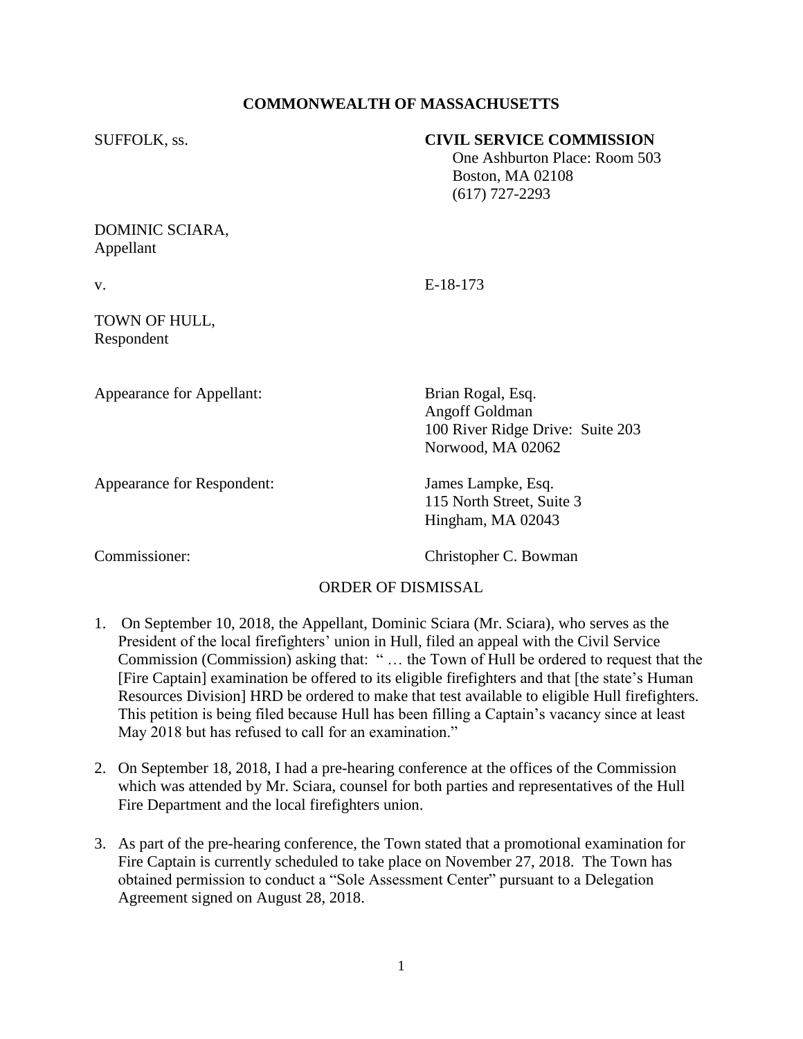**COMMONWEALTH OF MASSACHUSETTS**

SUFFOLK, ss.

**CIVIL SERVICE COMMISSION**
One Ashburton Place: Room 503
Boston, MA 02108
(617) 727-2293

DOMINIC SCIARA,
Appellant

v. E-18-173

TOWN OF HULL,
Respondent

Appearance for Appellant: Brian Rogal, Esq.
Angoff Goldman
100 River Ridge Drive: Suite 203
Norwood, MA 02062

Appearance for Respondent: James Lampke, Esq.
115 North Street, Suite 3
Hingham, MA 02043

Commissioner: Christopher C. Bowman

ORDER OF DISMISSAL

1. On September 10, 2018, the Appellant, Dominic Sciara (Mr. Sciara), who serves as the President of the local firefighters' union in Hull, filed an appeal with the Civil Service Commission (Commission) asking that: " … the Town of Hull be ordered to request that the [Fire Captain] examination be offered to its eligible firefighters and that [the state's Human Resources Division] HRD be ordered to make that test available to eligible Hull firefighters. This petition is being filed because Hull has been filling a Captain's vacancy since at least May 2018 but has refused to call for an examination."

2. On September 18, 2018, I had a pre-hearing conference at the offices of the Commission which was attended by Mr. Sciara, counsel for both parties and representatives of the Hull Fire Department and the local firefighters union.

3. As part of the pre-hearing conference, the Town stated that a promotional examination for Fire Captain is currently scheduled to take place on November 27, 2018. The Town has obtained permission to conduct a "Sole Assessment Center" pursuant to a Delegation Agreement signed on August 28, 2018.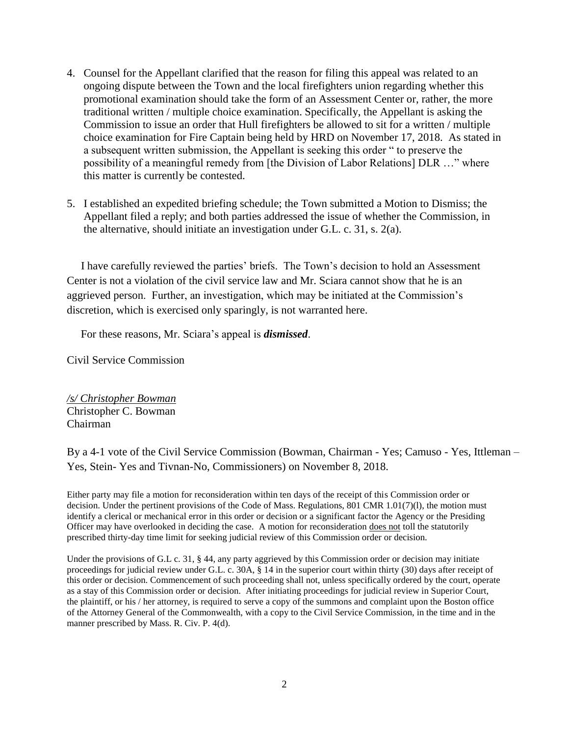4. Counsel for the Appellant clarified that the reason for filing this appeal was related to an ongoing dispute between the Town and the local firefighters union regarding whether this promotional examination should take the form of an Assessment Center or, rather, the more traditional written / multiple choice examination. Specifically, the Appellant is asking the Commission to issue an order that Hull firefighters be allowed to sit for a written / multiple choice examination for Fire Captain being held by HRD on November 17, 2018. As stated in a subsequent written submission, the Appellant is seeking this order " to preserve the possibility of a meaningful remedy from [the Division of Labor Relations] DLR …" where this matter is currently be contested.

5. I established an expedited briefing schedule; the Town submitted a Motion to Dismiss; the Appellant filed a reply; and both parties addressed the issue of whether the Commission, in the alternative, should initiate an investigation under G.L. c. 31, s. 2(a).

I have carefully reviewed the parties' briefs. The Town's decision to hold an Assessment Center is not a violation of the civil service law and Mr. Sciara cannot show that he is an aggrieved person. Further, an investigation, which may be initiated at the Commission's discretion, which is exercised only sparingly, is not warranted here.

For these reasons, Mr. Sciara's appeal is ***dismissed***.

Civil Service Commission

*/s/ Christopher Bowman*
Christopher C. Bowman
Chairman

By a 4-1 vote of the Civil Service Commission (Bowman, Chairman - Yes; Camuso - Yes, Ittleman – Yes, Stein- Yes and Tivnan-No, Commissioners) on November 8, 2018.

Either party may file a motion for reconsideration within ten days of the receipt of this Commission order or decision. Under the pertinent provisions of the Code of Mass. Regulations, 801 CMR 1.01(7)(l), the motion must identify a clerical or mechanical error in this order or decision or a significant factor the Agency or the Presiding Officer may have overlooked in deciding the case. A motion for reconsideration does not toll the statutorily prescribed thirty-day time limit for seeking judicial review of this Commission order or decision.

Under the provisions of G.L c. 31, § 44, any party aggrieved by this Commission order or decision may initiate proceedings for judicial review under G.L. c. 30A, § 14 in the superior court within thirty (30) days after receipt of this order or decision. Commencement of such proceeding shall not, unless specifically ordered by the court, operate as a stay of this Commission order or decision. After initiating proceedings for judicial review in Superior Court, the plaintiff, or his / her attorney, is required to serve a copy of the summons and complaint upon the Boston office of the Attorney General of the Commonwealth, with a copy to the Civil Service Commission, in the time and in the manner prescribed by Mass. R. Civ. P. 4(d).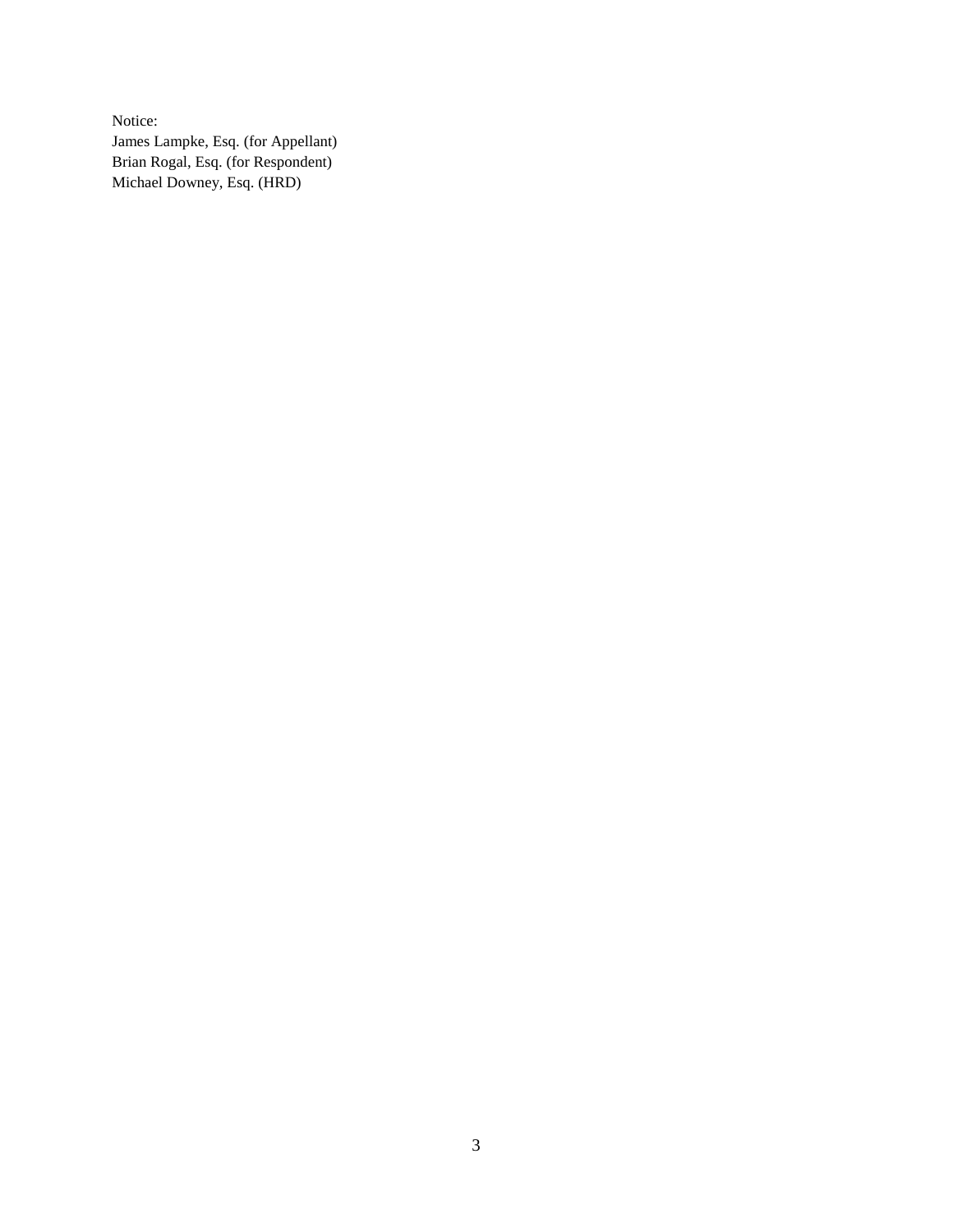Notice:
James Lampke, Esq. (for Appellant)
Brian Rogal, Esq. (for Respondent)
Michael Downey, Esq. (HRD)